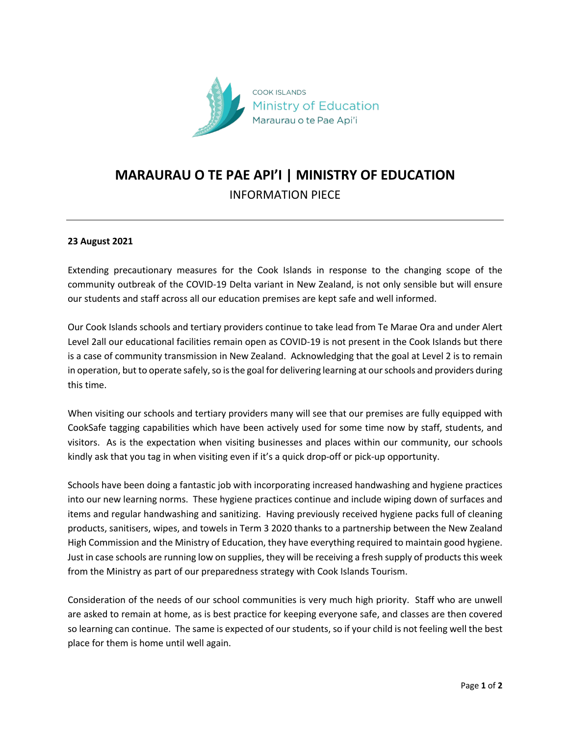COOK ISLANDS
Ministry of Education
Maraurau o te Pae Api'i

# MARAURAU O TE PAE API'I | MINISTRY OF EDUCATION

INFORMATION PIECE

---

**23 August 2021**

Extending precautionary measures for the Cook Islands in response to the changing scope of the community outbreak of the COVID-19 Delta variant in New Zealand, is not only sensible but will ensure our students and staff across all our education premises are kept safe and well informed.

Our Cook Islands schools and tertiary providers continue to take lead from Te Marae Ora and under Alert Level 2all our educational facilities remain open as COVID-19 is not present in the Cook Islands but there is a case of community transmission in New Zealand. Acknowledging that the goal at Level 2 is to remain in operation, but to operate safely, so is the goal for delivering learning at our schools and providers during this time.

When visiting our schools and tertiary providers many will see that our premises are fully equipped with CookSafe tagging capabilities which have been actively used for some time now by staff, students, and visitors. As is the expectation when visiting businesses and places within our community, our schools kindly ask that you tag in when visiting even if it's a quick drop-off or pick-up opportunity.

Schools have been doing a fantastic job with incorporating increased handwashing and hygiene practices into our new learning norms. These hygiene practices continue and include wiping down of surfaces and items and regular handwashing and sanitizing. Having previously received hygiene packs full of cleaning products, sanitisers, wipes, and towels in Term 3 2020 thanks to a partnership between the New Zealand High Commission and the Ministry of Education, they have everything required to maintain good hygiene. Just in case schools are running low on supplies, they will be receiving a fresh supply of products this week from the Ministry as part of our preparedness strategy with Cook Islands Tourism.

Consideration of the needs of our school communities is very much high priority. Staff who are unwell are asked to remain at home, as is best practice for keeping everyone safe, and classes are then covered so learning can continue. The same is expected of our students, so if your child is not feeling well the best place for them is home until well again.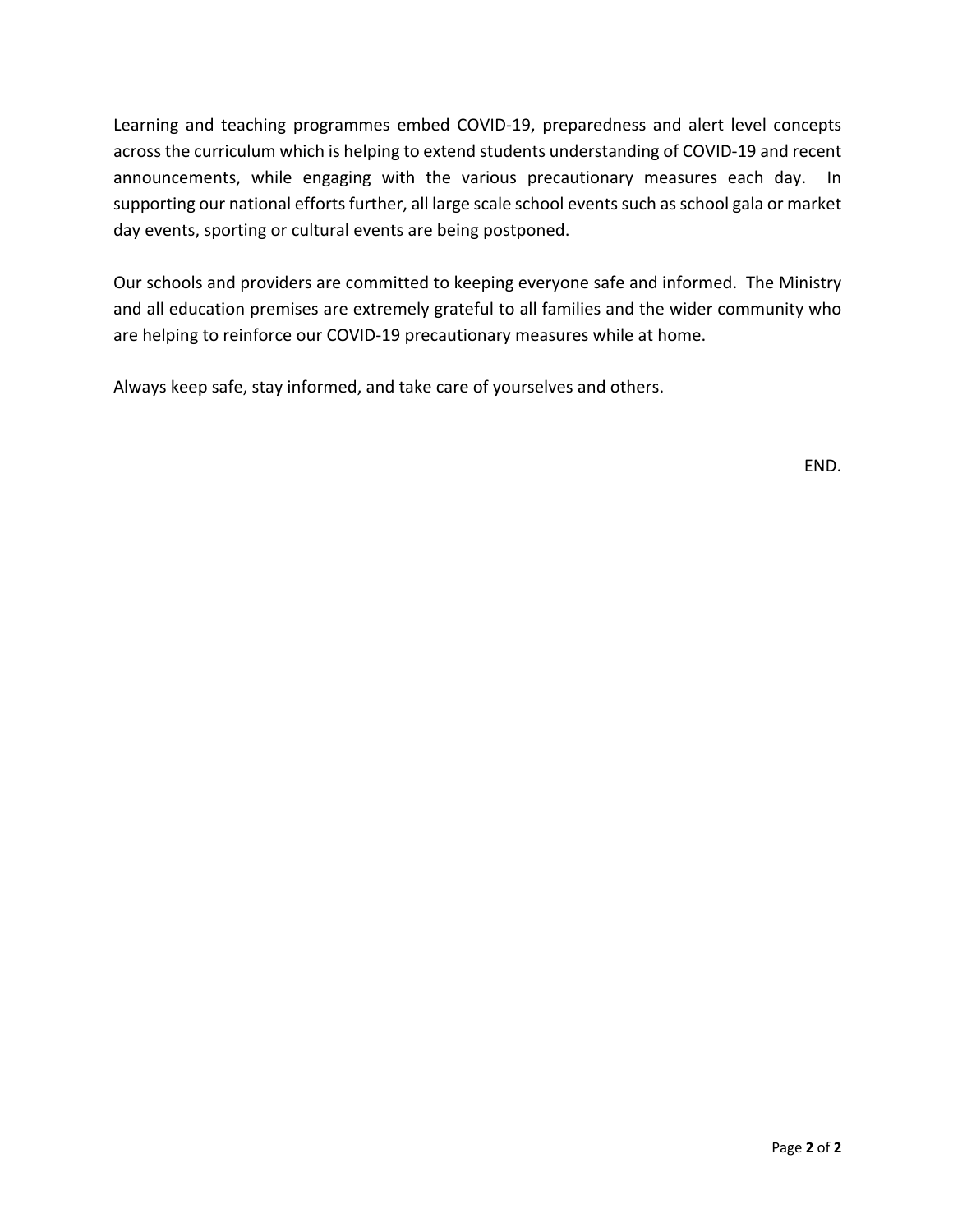Learning and teaching programmes embed COVID-19, preparedness and alert level concepts across the curriculum which is helping to extend students understanding of COVID-19 and recent announcements, while engaging with the various precautionary measures each day. In supporting our national efforts further, all large scale school events such as school gala or market day events, sporting or cultural events are being postponed.

Our schools and providers are committed to keeping everyone safe and informed. The Ministry and all education premises are extremely grateful to all families and the wider community who are helping to reinforce our COVID-19 precautionary measures while at home.

Always keep safe, stay informed, and take care of yourselves and others.

END.